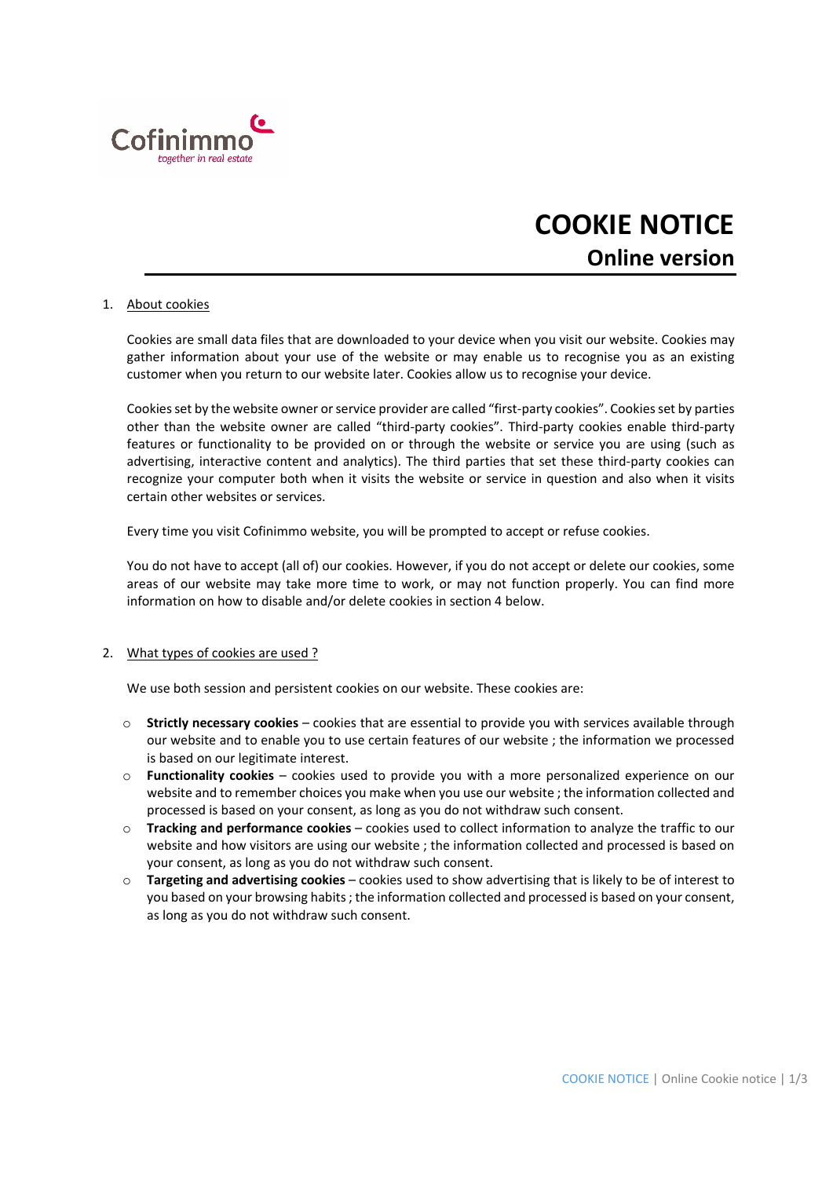Cofinimmo
*together in real estate*

# COOKIE NOTICE
## Online version

1. About cookies

Cookies are small data files that are downloaded to your device when you visit our website. Cookies may gather information about your use of the website or may enable us to recognise you as an existing customer when you return to our website later. Cookies allow us to recognise your device.

Cookies set by the website owner or service provider are called "first-party cookies". Cookies set by parties other than the website owner are called "third-party cookies". Third-party cookies enable third-party features or functionality to be provided on or through the website or service you are using (such as advertising, interactive content and analytics). The third parties that set these third-party cookies can recognize your computer both when it visits the website or service in question and also when it visits certain other websites or services.

Every time you visit Cofinimmo website, you will be prompted to accept or refuse cookies.

You do not have to accept (all of) our cookies. However, if you do not accept or delete our cookies, some areas of our website may take more time to work, or may not function properly. You can find more information on how to disable and/or delete cookies in section 4 below.

2. What types of cookies are used ?

We use both session and persistent cookies on our website. These cookies are:

- **Strictly necessary cookies** – cookies that are essential to provide you with services available through our website and to enable you to use certain features of our website ; the information we processed is based on our legitimate interest.
- **Functionality cookies** – cookies used to provide you with a more personalized experience on our website and to remember choices you make when you use our website ; the information collected and processed is based on your consent, as long as you do not withdraw such consent.
- **Tracking and performance cookies** – cookies used to collect information to analyze the traffic to our website and how visitors are using our website ; the information collected and processed is based on your consent, as long as you do not withdraw such consent.
- **Targeting and advertising cookies** – cookies used to show advertising that is likely to be of interest to you based on your browsing habits ; the information collected and processed is based on your consent, as long as you do not withdraw such consent.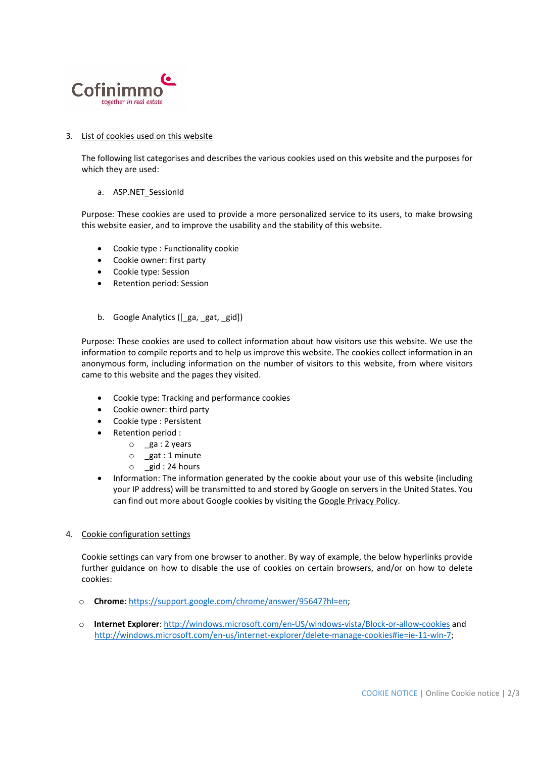## 3. List of cookies used on this website

The following list categorises and describes the various cookies used on this website and the purposes for which they are used:

a. ASP.NET_SessionId

Purpose*:* These cookies are used to provide a more personalized service to its users, to make browsing this website easier, and to improve the usability and the stability of this website.

- Cookie type : Functionality cookie
- Cookie owner: first party
- Cookie type: Session
- Retention period: Session

b. Google Analytics ([_ga, _gat, _gid])

Purpose: These cookies are used to collect information about how visitors use this website. We use the information to compile reports and to help us improve this website. The cookies collect information in an anonymous form, including information on the number of visitors to this website, from where visitors came to this website and the pages they visited.

- Cookie type: Tracking and performance cookies
- Cookie owner: third party
- Cookie type : Persistent
- Retention period :
    - _ga : 2 years
    - _gat : 1 minute
    - _gid : 24 hours
- Information: The information generated by the cookie about your use of this website (including your IP address) will be transmitted to and stored by Google on servers in the United States. You can find out more about Google cookies by visiting the Google Privacy Policy.

## 4. Cookie configuration settings

Cookie settings can vary from one browser to another. By way of example, the below hyperlinks provide further guidance on how to disable the use of cookies on certain browsers, and/or on how to delete cookies:

- **Chrome**: https://support.google.com/chrome/answer/95647?hl=en;
- **Internet Explorer**: http://windows.microsoft.com/en-US/windows-vista/Block-or-allow-cookies and http://windows.microsoft.com/en-us/internet-explorer/delete-manage-cookies#ie=ie-11-win-7;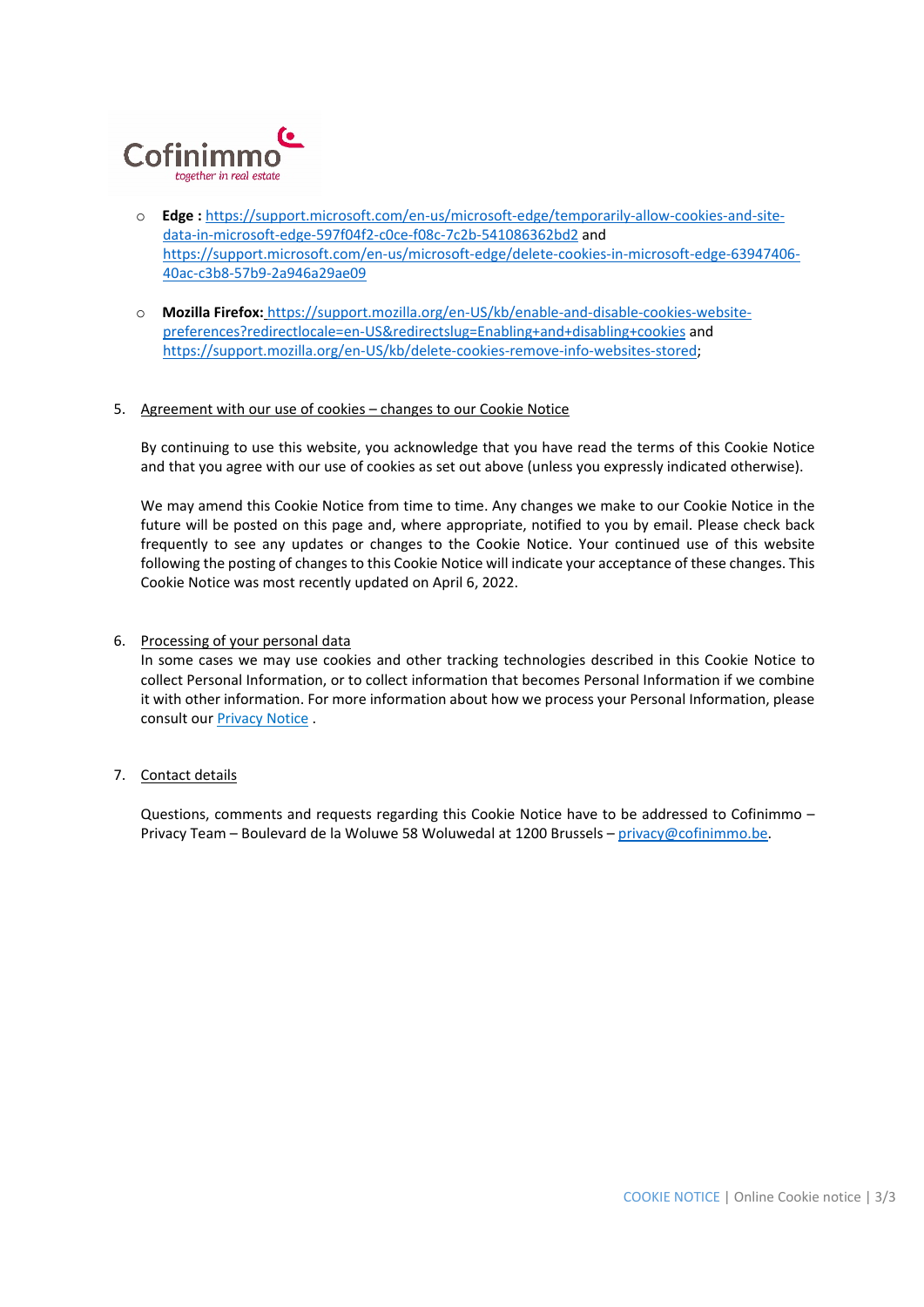- **Edge :** [https://support.microsoft.com/en-us/microsoft-edge/temporarily-allow-cookies-and-site-data-in-microsoft-edge-597f04f2-c0ce-f08c-7c2b-541086362bd2](https://support.microsoft.com/en-us/microsoft-edge/temporarily-allow-cookies-and-site-data-in-microsoft-edge-597f04f2-c0ce-f08c-7c2b-541086362bd2) and [https://support.microsoft.com/en-us/microsoft-edge/delete-cookies-in-microsoft-edge-63947406-40ac-c3b8-57b9-2a946a29ae09](https://support.microsoft.com/en-us/microsoft-edge/delete-cookies-in-microsoft-edge-63947406-40ac-c3b8-57b9-2a946a29ae09)

- **Mozilla Firefox:** [https://support.mozilla.org/en-US/kb/enable-and-disable-cookies-website-preferences?redirectlocale=en-US&redirectslug=Enabling+and+disabling+cookies](https://support.mozilla.org/en-US/kb/enable-and-disable-cookies-website-preferences?redirectlocale=en-US&redirectslug=Enabling+and+disabling+cookies) and [https://support.mozilla.org/en-US/kb/delete-cookies-remove-info-websites-stored](https://support.mozilla.org/en-US/kb/delete-cookies-remove-info-websites-stored);

5. Agreement with our use of cookies – changes to our Cookie Notice

   By continuing to use this website, you acknowledge that you have read the terms of this Cookie Notice and that you agree with our use of cookies as set out above (unless you expressly indicated otherwise).

   We may amend this Cookie Notice from time to time. Any changes we make to our Cookie Notice in the future will be posted on this page and, where appropriate, notified to you by email. Please check back frequently to see any updates or changes to the Cookie Notice. Your continued use of this website following the posting of changes to this Cookie Notice will indicate your acceptance of these changes. This Cookie Notice was most recently updated on April 6, 2022.

6. Processing of your personal data

   In some cases we may use cookies and other tracking technologies described in this Cookie Notice to collect Personal Information, or to collect information that becomes Personal Information if we combine it with other information. For more information about how we process your Personal Information, please consult our Privacy Notice .

7. Contact details

   Questions, comments and requests regarding this Cookie Notice have to be addressed to Cofinimmo – Privacy Team – Boulevard de la Woluwe 58 Woluwedal at 1200 Brussels – privacy@cofinimmo.be.